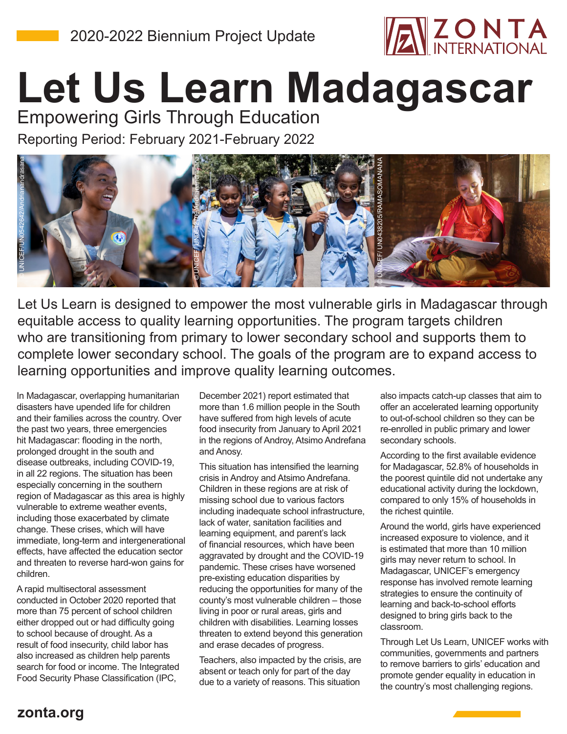2020-2022 Biennium Project Update

# Let Us Learn Madagascar

## Empowering Girls Through Education

Reporting Period: February 2021-February 2022

Let Us Learn is designed to empower the most vulnerable girls in Madagascar through equitable access to quality learning opportunities. The program targets children who are transitioning from primary to lower secondary school and supports them to complete lower secondary school. The goals of the program are to expand access to learning opportunities and improve quality learning outcomes.

In Madagascar, overlapping humanitarian disasters have upended life for children and their families across the country. Over the past two years, three emergencies hit Madagascar: flooding in the north, prolonged drought in the south and disease outbreaks, including COVID-19, in all 22 regions. The situation has been especially concerning in the southern region of Madagascar as this area is highly vulnerable to extreme weather events, including those exacerbated by climate change. These crises, which will have immediate, long-term and intergenerational effects, have affected the education sector and threaten to reverse hard-won gains for children.

A rapid multisectoral assessment conducted in October 2020 reported that more than 75 percent of school children either dropped out or had difficulty going to school because of drought. As a result of food insecurity, child labor has also increased as children help parents search for food or income. The Integrated Food Security Phase Classification (IPC, December 2021) report estimated that more than 1.6 million people in the South have suffered from high levels of acute food insecurity from January to April 2021 in the regions of Androy, Atsimo Andrefana and Anosy.

This situation has intensified the learning crisis in Androy and Atsimo Andrefana. Children in these regions are at risk of missing school due to various factors including inadequate school infrastructure, lack of water, sanitation facilities and learning equipment, and parent's lack of financial resources, which have been aggravated by drought and the COVID-19 pandemic. These crises have worsened pre-existing education disparities by reducing the opportunities for many of the county's most vulnerable children – those living in poor or rural areas, girls and children with disabilities. Learning losses threaten to extend beyond this generation and erase decades of progress.

Teachers, also impacted by the crisis, are absent or teach only for part of the day due to a variety of reasons. This situation also impacts catch-up classes that aim to offer an accelerated learning opportunity to out-of-school children so they can be re-enrolled in public primary and lower secondary schools.

According to the first available evidence for Madagascar, 52.8% of households in the poorest quintile did not undertake any educational activity during the lockdown, compared to only 15% of households in the richest quintile.

Around the world, girls have experienced increased exposure to violence, and it is estimated that more than 10 million girls may never return to school. In Madagascar, UNICEF's emergency response has involved remote learning strategies to ensure the continuity of learning and back-to-school efforts designed to bring girls back to the classroom.

Through Let Us Learn, UNICEF works with communities, governments and partners to remove barriers to girls' education and promote gender equality in education in the country's most challenging regions.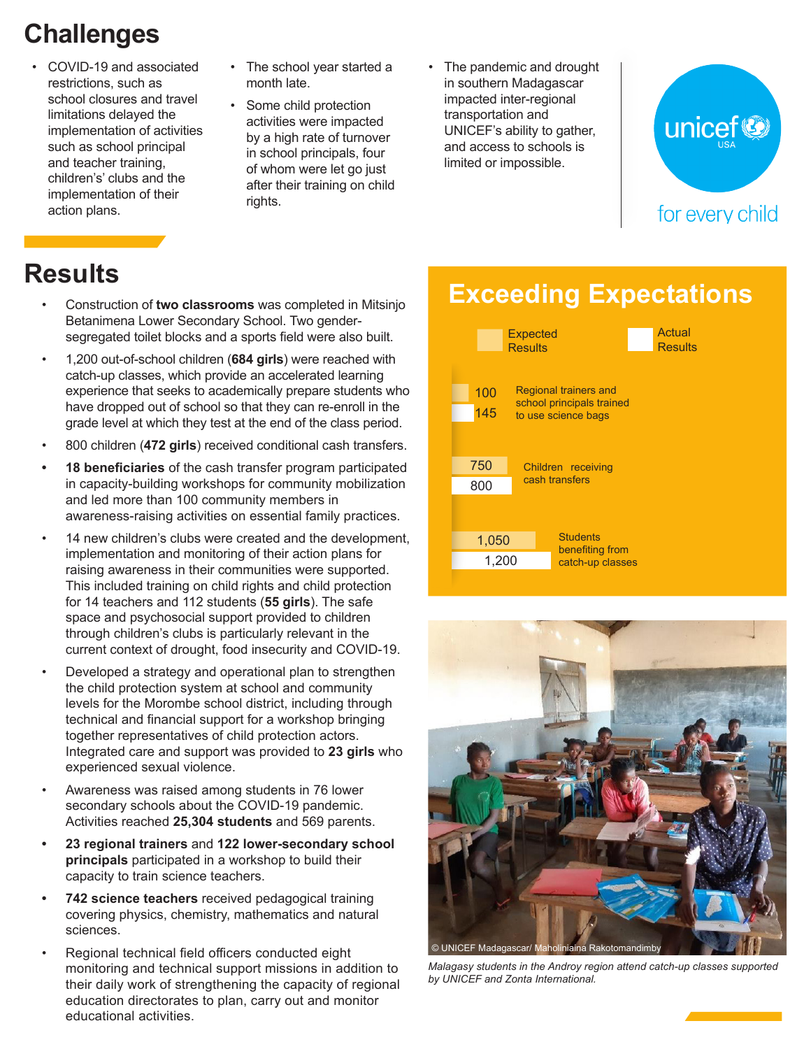# Challenges

- COVID-19 and associated restrictions, such as school closures and travel limitations delayed the implementation of activities such as school principal and teacher training, children's clubs and the implementation of their action plans.
- The school year started a month late.
- Some child protection activities were impacted by a high rate of turnover in school principals, four of whom were let go just after their training on child rights.
- The pandemic and drought in southern Madagascar impacted inter-regional transportation and UNICEF's ability to gather, and access to schools is limited or impossible.

unicef USA

for every child

# Results

- Construction of **two classrooms** was completed in Mitsinjo Betanimena Lower Secondary School. Two gender-segregated toilet blocks and a sports field were also built.
- 1,200 out-of-school children (**684 girls**) were reached with catch-up classes, which provide an accelerated learning experience that seeks to academically prepare students who have dropped out of school so that they can re-enroll in the grade level at which they test at the end of the class period.
- 800 children (**472 girls**) received conditional cash transfers.
- **18 beneficiaries** of the cash transfer program participated in capacity-building workshops for community mobilization and led more than 100 community members in awareness-raising activities on essential family practices.
- 14 new children's clubs were created and the development, implementation and monitoring of their action plans for raising awareness in their communities were supported. This included training on child rights and child protection for 14 teachers and 112 students (**55 girls**). The safe space and psychosocial support provided to children through children's clubs is particularly relevant in the current context of drought, food insecurity and COVID-19.
- Developed a strategy and operational plan to strengthen the child protection system at school and community levels for the Morombe school district, including through technical and financial support for a workshop bringing together representatives of child protection actors. Integrated care and support was provided to **23 girls** who experienced sexual violence.
- Awareness was raised among students in 76 lower secondary schools about the COVID-19 pandemic. Activities reached **25,304 students** and 569 parents.
- **23 regional trainers** and **122 lower-secondary school principals** participated in a workshop to build their capacity to train science teachers.
- **742 science teachers** received pedagogical training covering physics, chemistry, mathematics and natural sciences.
- Regional technical field officers conducted eight monitoring and technical support missions in addition to their daily work of strengthening the capacity of regional education directorates to plan, carry out and monitor educational activities.

## Exceeding Expectations

Expected Results

Actual Results

100

145

Regional trainers and school principals trained to use science bags

750

800

Children receiving cash transfers

1,050

1,200

Students benefiting from catch-up classes

© UNICEF Madagascar/ Maholiniaina Rakotomandimby

*Malagasy students in the Androy region attend catch-up classes supported by UNICEF and Zonta International.*